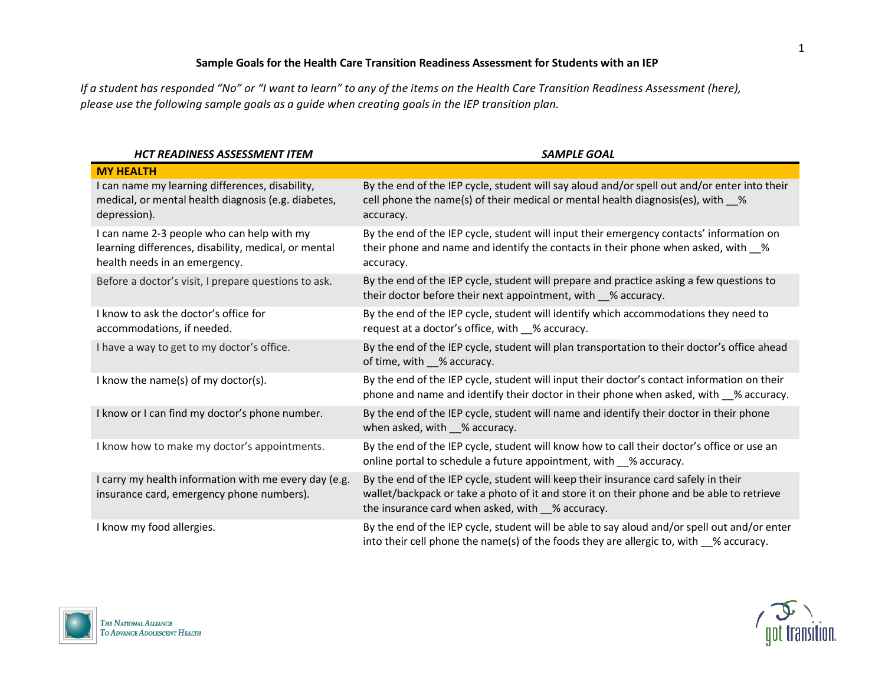### Sample Goals for the Health Care Transition Readiness Assessment for Students with an IEP

*If a student has responded "No" or "I want to learn" to any of the items on the Health Care Transition Readiness Assessment (here), please use the following sample goals as a guide when creating goals in the IEP transition plan.*

| ***HCT READINESS ASSESSMENT ITEM*** | ***SAMPLE GOAL*** |
|---|---|
| **MY HEALTH** | |
| I can name my learning differences, disability, medical, or mental health diagnosis (e.g. diabetes, depression). | By the end of the IEP cycle, student will say aloud and/or spell out and/or enter into their cell phone the name(s) of their medical or mental health diagnosis(es), with __% accuracy. |
| I can name 2-3 people who can help with my learning differences, disability, medical, or mental health needs in an emergency. | By the end of the IEP cycle, student will input their emergency contacts' information on their phone and name and identify the contacts in their phone when asked, with __% accuracy. |
| Before a doctor's visit, I prepare questions to ask. | By the end of the IEP cycle, student will prepare and practice asking a few questions to their doctor before their next appointment, with __% accuracy. |
| I know to ask the doctor's office for accommodations, if needed. | By the end of the IEP cycle, student will identify which accommodations they need to request at a doctor's office, with __% accuracy. |
| I have a way to get to my doctor's office. | By the end of the IEP cycle, student will plan transportation to their doctor's office ahead of time, with __% accuracy. |
| I know the name(s) of my doctor(s). | By the end of the IEP cycle, student will input their doctor's contact information on their phone and name and identify their doctor in their phone when asked, with __% accuracy. |
| I know or I can find my doctor's phone number. | By the end of the IEP cycle, student will name and identify their doctor in their phone when asked, with __% accuracy. |
| I know how to make my doctor's appointments. | By the end of the IEP cycle, student will know how to call their doctor's office or use an online portal to schedule a future appointment, with __% accuracy. |
| I carry my health information with me every day (e.g. insurance card, emergency phone numbers). | By the end of the IEP cycle, student will keep their insurance card safely in their wallet/backpack or take a photo of it and store it on their phone and be able to retrieve the insurance card when asked, with __% accuracy. |
| I know my food allergies. | By the end of the IEP cycle, student will be able to say aloud and/or spell out and/or enter into their cell phone the name(s) of the foods they are allergic to, with __% accuracy. |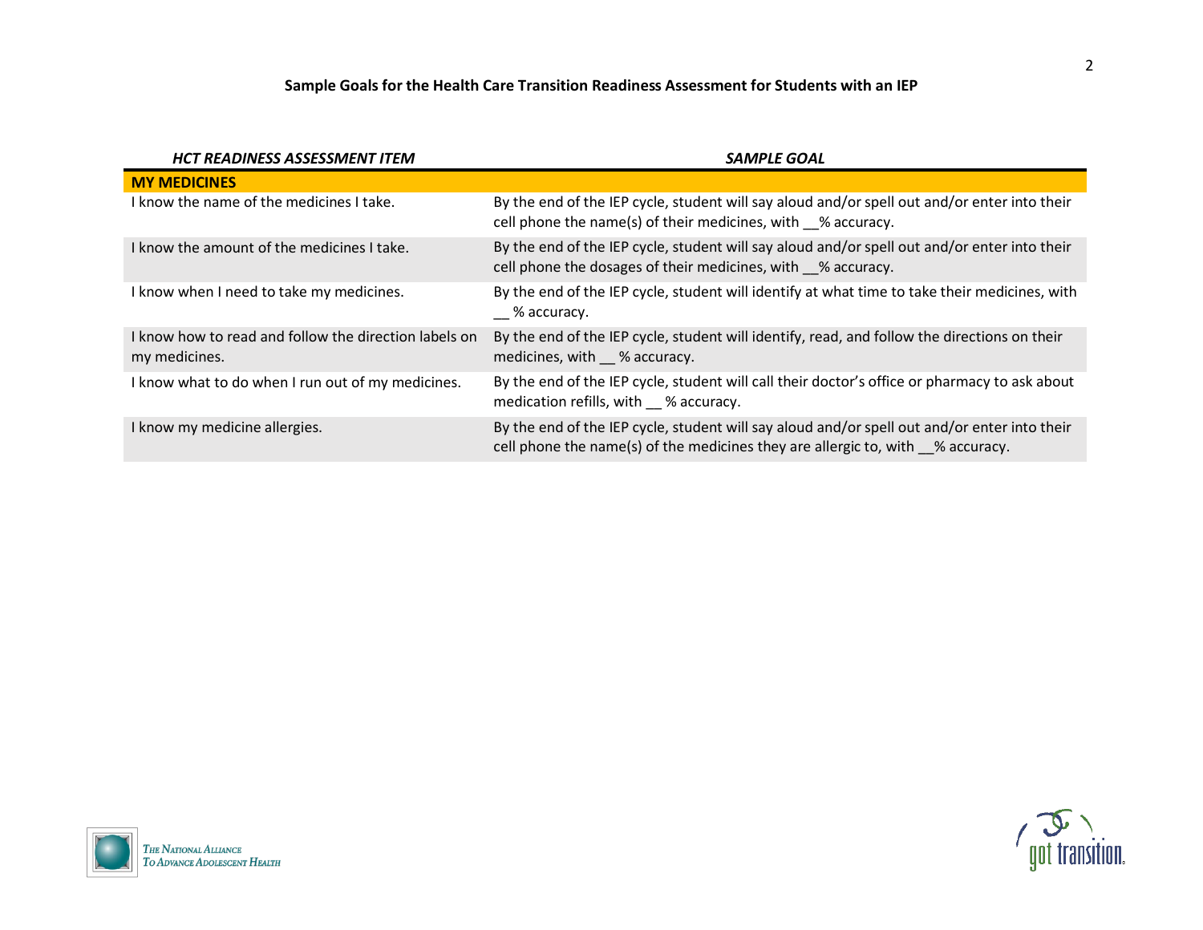**Sample Goals for the Health Care Transition Readiness Assessment for Students with an IEP**

| *HCT READINESS ASSESSMENT ITEM* | *SAMPLE GOAL* |
|---|---|
| **MY MEDICINES** | |
| I know the name of the medicines I take. | By the end of the IEP cycle, student will say aloud and/or spell out and/or enter into their cell phone the name(s) of their medicines, with __% accuracy. |
| I know the amount of the medicines I take. | By the end of the IEP cycle, student will say aloud and/or spell out and/or enter into their cell phone the dosages of their medicines, with __% accuracy. |
| I know when I need to take my medicines. | By the end of the IEP cycle, student will identify at what time to take their medicines, with __ % accuracy. |
| I know how to read and follow the direction labels on my medicines. | By the end of the IEP cycle, student will identify, read, and follow the directions on their medicines, with __ % accuracy. |
| I know what to do when I run out of my medicines. | By the end of the IEP cycle, student will call their doctor's office or pharmacy to ask about medication refills, with __ % accuracy. |
| I know my medicine allergies. | By the end of the IEP cycle, student will say aloud and/or spell out and/or enter into their cell phone the name(s) of the medicines they are allergic to, with __% accuracy. |

The National Alliance To Advance Adolescent Health

got transition